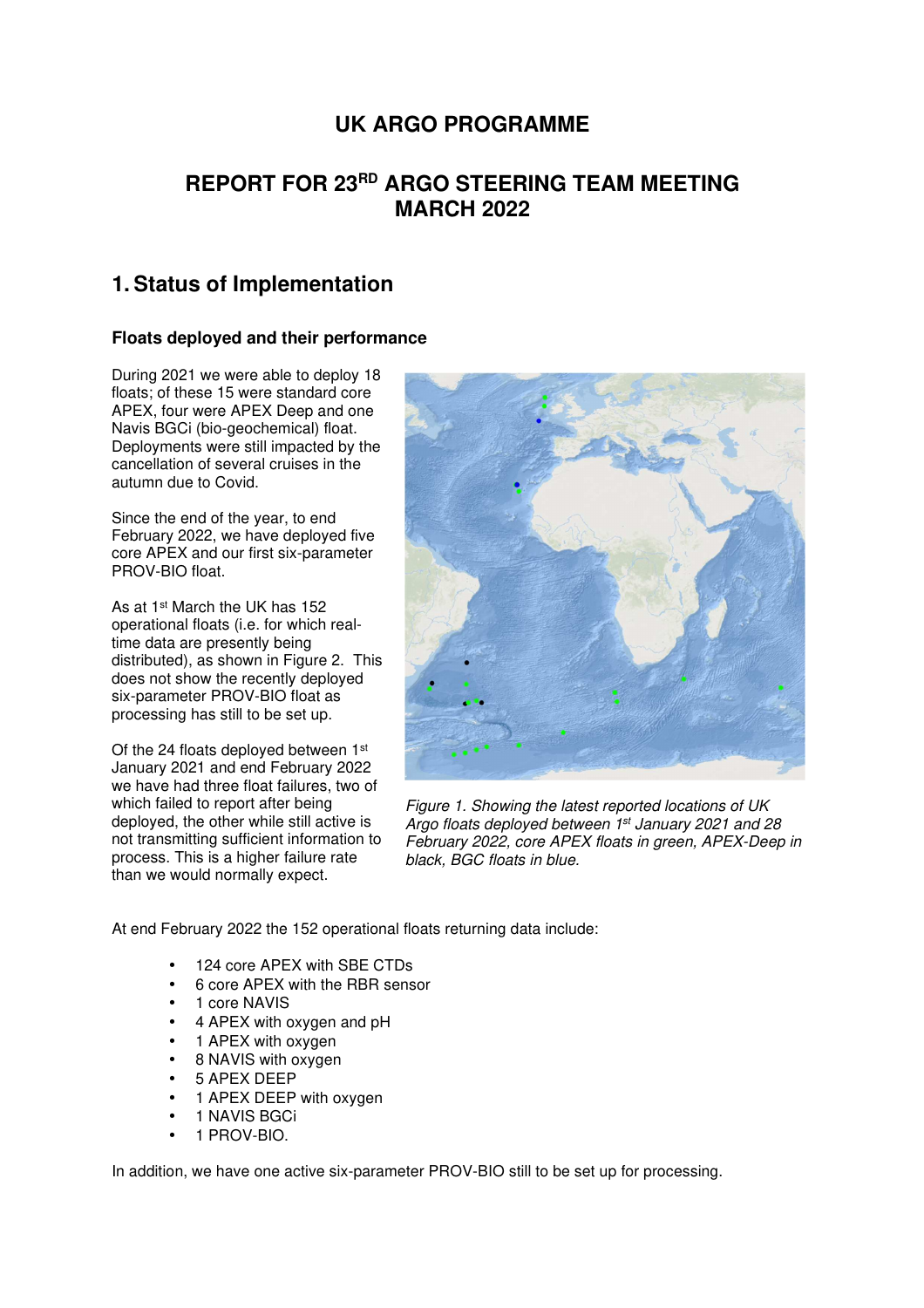# UK ARGO PROGRAMME

## REPORT FOR 23RD ARGO STEERING TEAM MEETING MARCH 2022

## 1. Status of Implementation

### Floats deployed and their performance

During 2021 we were able to deploy 18 floats; of these 15 were standard core APEX, four were APEX Deep and one Navis BGCi (bio-geochemical) float. Deployments were still impacted by the cancellation of several cruises in the autumn due to Covid.

Since the end of the year, to end February 2022, we have deployed five core APEX and our first six-parameter PROV-BIO float.

As at 1st March the UK has 152 operational floats (i.e. for which real-time data are presently being distributed), as shown in Figure 2. This does not show the recently deployed six-parameter PROV-BIO float as processing has still to be set up.

Of the 24 floats deployed between 1st January 2021 and end February 2022 we have had three float failures, two of which failed to report after being deployed, the other while still active is not transmitting sufficient information to process. This is a higher failure rate than we would normally expect.

*Figure 1. Showing the latest reported locations of UK Argo floats deployed between 1st January 2021 and 28 February 2022, core APEX floats in green, APEX-Deep in black, BGC floats in blue.*

At end February 2022 the 152 operational floats returning data include:

- 124 core APEX with SBE CTDs
- 6 core APEX with the RBR sensor
- 1 core NAVIS
- 4 APEX with oxygen and pH
- 1 APEX with oxygen
- 8 NAVIS with oxygen
- 5 APEX DEEP
- 1 APEX DEEP with oxygen
- 1 NAVIS BGCi
- 1 PROV-BIO.

In addition, we have one active six-parameter PROV-BIO still to be set up for processing.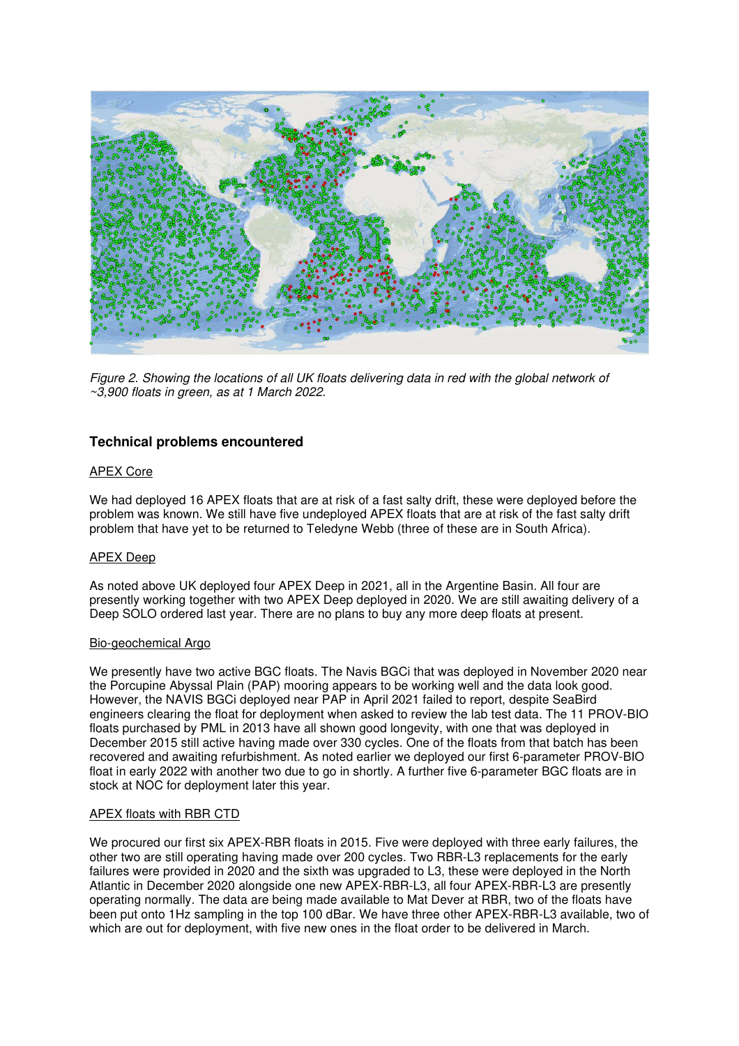*Figure 2. Showing the locations of all UK floats delivering data in red with the global network of ~3,900 floats in green, as at 1 March 2022.*

## Technical problems encountered

### APEX Core

We had deployed 16 APEX floats that are at risk of a fast salty drift, these were deployed before the problem was known. We still have five undeployed APEX floats that are at risk of the fast salty drift problem that have yet to be returned to Teledyne Webb (three of these are in South Africa).

### APEX Deep

As noted above UK deployed four APEX Deep in 2021, all in the Argentine Basin. All four are presently working together with two APEX Deep deployed in 2020. We are still awaiting delivery of a Deep SOLO ordered last year. There are no plans to buy any more deep floats at present.

### Bio-geochemical Argo

We presently have two active BGC floats. The Navis BGCi that was deployed in November 2020 near the Porcupine Abyssal Plain (PAP) mooring appears to be working well and the data look good. However, the NAVIS BGCi deployed near PAP in April 2021 failed to report, despite SeaBird engineers clearing the float for deployment when asked to review the lab test data. The 11 PROV-BIO floats purchased by PML in 2013 have all shown good longevity, with one that was deployed in December 2015 still active having made over 330 cycles. One of the floats from that batch has been recovered and awaiting refurbishment. As noted earlier we deployed our first 6-parameter PROV-BIO float in early 2022 with another two due to go in shortly. A further five 6-parameter BGC floats are in stock at NOC for deployment later this year.

### APEX floats with RBR CTD

We procured our first six APEX-RBR floats in 2015. Five were deployed with three early failures, the other two are still operating having made over 200 cycles. Two RBR-L3 replacements for the early failures were provided in 2020 and the sixth was upgraded to L3, these were deployed in the North Atlantic in December 2020 alongside one new APEX-RBR-L3, all four APEX-RBR-L3 are presently operating normally. The data are being made available to Mat Dever at RBR, two of the floats have been put onto 1Hz sampling in the top 100 dBar. We have three other APEX-RBR-L3 available, two of which are out for deployment, with five new ones in the float order to be delivered in March.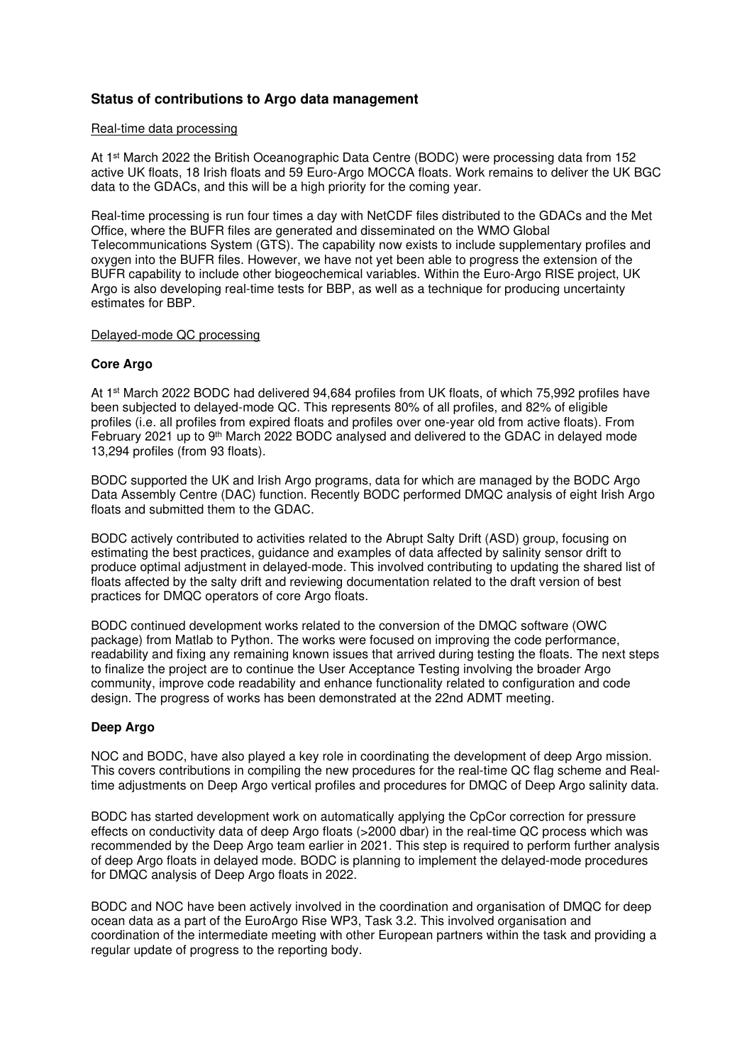## Status of contributions to Argo data management

Real-time data processing

At 1st March 2022 the British Oceanographic Data Centre (BODC) were processing data from 152 active UK floats, 18 Irish floats and 59 Euro-Argo MOCCA floats. Work remains to deliver the UK BGC data to the GDACs, and this will be a high priority for the coming year.

Real-time processing is run four times a day with NetCDF files distributed to the GDACs and the Met Office, where the BUFR files are generated and disseminated on the WMO Global Telecommunications System (GTS). The capability now exists to include supplementary profiles and oxygen into the BUFR files. However, we have not yet been able to progress the extension of the BUFR capability to include other biogeochemical variables. Within the Euro-Argo RISE project, UK Argo is also developing real-time tests for BBP, as well as a technique for producing uncertainty estimates for BBP.

Delayed-mode QC processing

### Core Argo

At 1st March 2022 BODC had delivered 94,684 profiles from UK floats, of which 75,992 profiles have been subjected to delayed-mode QC. This represents 80% of all profiles, and 82% of eligible profiles (i.e. all profiles from expired floats and profiles over one-year old from active floats). From February 2021 up to 9th March 2022 BODC analysed and delivered to the GDAC in delayed mode 13,294 profiles (from 93 floats).

BODC supported the UK and Irish Argo programs, data for which are managed by the BODC Argo Data Assembly Centre (DAC) function. Recently BODC performed DMQC analysis of eight Irish Argo floats and submitted them to the GDAC.

BODC actively contributed to activities related to the Abrupt Salty Drift (ASD) group, focusing on estimating the best practices, guidance and examples of data affected by salinity sensor drift to produce optimal adjustment in delayed-mode. This involved contributing to updating the shared list of floats affected by the salty drift and reviewing documentation related to the draft version of best practices for DMQC operators of core Argo floats.

BODC continued development works related to the conversion of the DMQC software (OWC package) from Matlab to Python. The works were focused on improving the code performance, readability and fixing any remaining known issues that arrived during testing the floats. The next steps to finalize the project are to continue the User Acceptance Testing involving the broader Argo community, improve code readability and enhance functionality related to configuration and code design. The progress of works has been demonstrated at the 22nd ADMT meeting.

### Deep Argo

NOC and BODC, have also played a key role in coordinating the development of deep Argo mission. This covers contributions in compiling the new procedures for the real-time QC flag scheme and Real-time adjustments on Deep Argo vertical profiles and procedures for DMQC of Deep Argo salinity data.

BODC has started development work on automatically applying the CpCor correction for pressure effects on conductivity data of deep Argo floats (>2000 dbar) in the real-time QC process which was recommended by the Deep Argo team earlier in 2021. This step is required to perform further analysis of deep Argo floats in delayed mode. BODC is planning to implement the delayed-mode procedures for DMQC analysis of Deep Argo floats in 2022.

BODC and NOC have been actively involved in the coordination and organisation of DMQC for deep ocean data as a part of the EuroArgo Rise WP3, Task 3.2. This involved organisation and coordination of the intermediate meeting with other European partners within the task and providing a regular update of progress to the reporting body.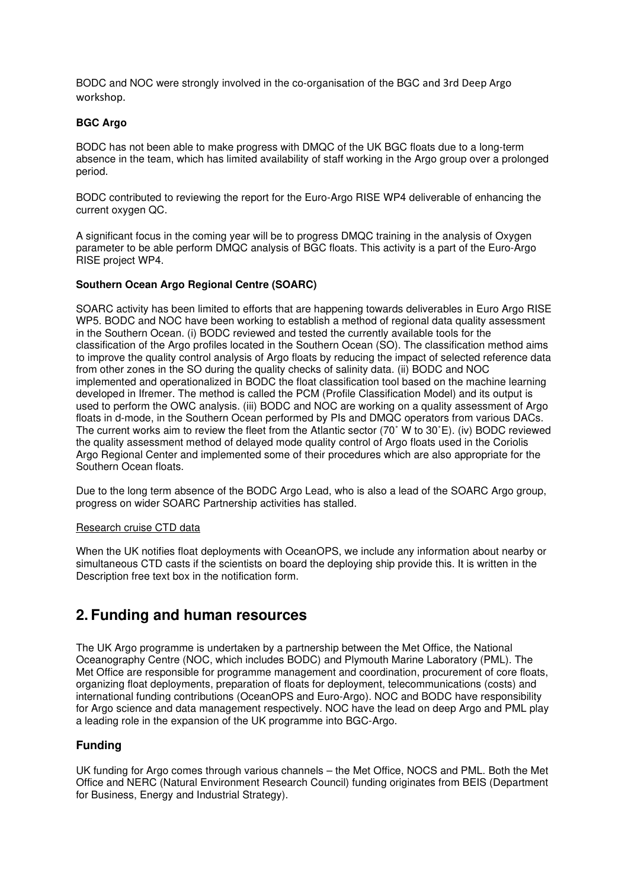BODC and NOC were strongly involved in the co-organisation of the BGC and 3rd Deep Argo workshop.

**BGC Argo**

BODC has not been able to make progress with DMQC of the UK BGC floats due to a long-term absence in the team, which has limited availability of staff working in the Argo group over a prolonged period.

BODC contributed to reviewing the report for the Euro-Argo RISE WP4 deliverable of enhancing the current oxygen QC.

A significant focus in the coming year will be to progress DMQC training in the analysis of Oxygen parameter to be able perform DMQC analysis of BGC floats. This activity is a part of the Euro-Argo RISE project WP4.

**Southern Ocean Argo Regional Centre (SOARC)**

SOARC activity has been limited to efforts that are happening towards deliverables in Euro Argo RISE WP5. BODC and NOC have been working to establish a method of regional data quality assessment in the Southern Ocean. (i) BODC reviewed and tested the currently available tools for the classification of the Argo profiles located in the Southern Ocean (SO). The classification method aims to improve the quality control analysis of Argo floats by reducing the impact of selected reference data from other zones in the SO during the quality checks of salinity data. (ii) BODC and NOC implemented and operationalized in BODC the float classification tool based on the machine learning developed in Ifremer. The method is called the PCM (Profile Classification Model) and its output is used to perform the OWC analysis. (iii) BODC and NOC are working on a quality assessment of Argo floats in d-mode, in the Southern Ocean performed by PIs and DMQC operators from various DACs. The current works aim to review the fleet from the Atlantic sector (70˚ W to 30˚E). (iv) BODC reviewed the quality assessment method of delayed mode quality control of Argo floats used in the Coriolis Argo Regional Center and implemented some of their procedures which are also appropriate for the Southern Ocean floats.

Due to the long term absence of the BODC Argo Lead, who is also a lead of the SOARC Argo group, progress on wider SOARC Partnership activities has stalled.

Research cruise CTD data

When the UK notifies float deployments with OceanOPS, we include any information about nearby or simultaneous CTD casts if the scientists on board the deploying ship provide this. It is written in the Description free text box in the notification form.

## 2. Funding and human resources

The UK Argo programme is undertaken by a partnership between the Met Office, the National Oceanography Centre (NOC, which includes BODC) and Plymouth Marine Laboratory (PML). The Met Office are responsible for programme management and coordination, procurement of core floats, organizing float deployments, preparation of floats for deployment, telecommunications (costs) and international funding contributions (OceanOPS and Euro-Argo). NOC and BODC have responsibility for Argo science and data management respectively. NOC have the lead on deep Argo and PML play a leading role in the expansion of the UK programme into BGC-Argo.

### Funding

UK funding for Argo comes through various channels – the Met Office, NOCS and PML. Both the Met Office and NERC (Natural Environment Research Council) funding originates from BEIS (Department for Business, Energy and Industrial Strategy).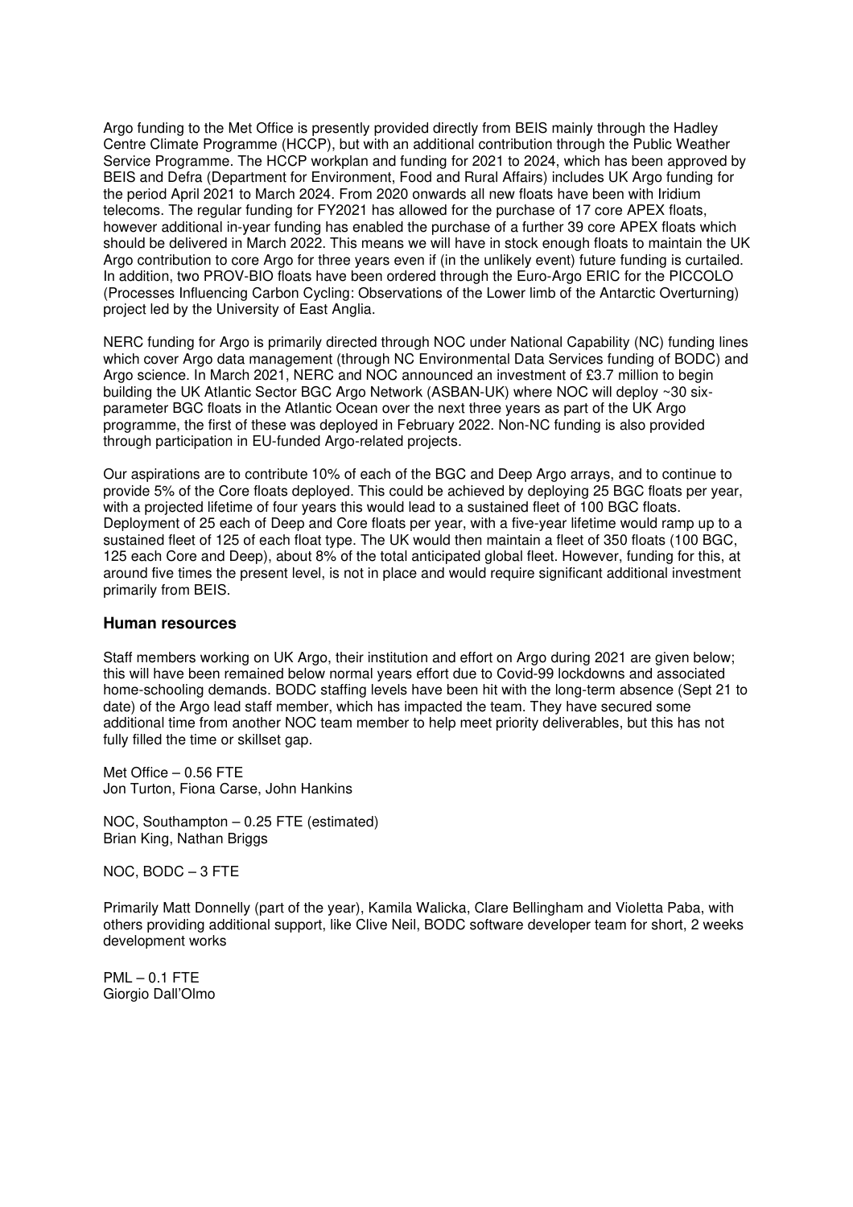Argo funding to the Met Office is presently provided directly from BEIS mainly through the Hadley Centre Climate Programme (HCCP), but with an additional contribution through the Public Weather Service Programme. The HCCP workplan and funding for 2021 to 2024, which has been approved by BEIS and Defra (Department for Environment, Food and Rural Affairs) includes UK Argo funding for the period April 2021 to March 2024. From 2020 onwards all new floats have been with Iridium telecoms. The regular funding for FY2021 has allowed for the purchase of 17 core APEX floats, however additional in-year funding has enabled the purchase of a further 39 core APEX floats which should be delivered in March 2022. This means we will have in stock enough floats to maintain the UK Argo contribution to core Argo for three years even if (in the unlikely event) future funding is curtailed. In addition, two PROV-BIO floats have been ordered through the Euro-Argo ERIC for the PICCOLO (Processes Influencing Carbon Cycling: Observations of the Lower limb of the Antarctic Overturning) project led by the University of East Anglia.

NERC funding for Argo is primarily directed through NOC under National Capability (NC) funding lines which cover Argo data management (through NC Environmental Data Services funding of BODC) and Argo science. In March 2021, NERC and NOC announced an investment of £3.7 million to begin building the UK Atlantic Sector BGC Argo Network (ASBAN-UK) where NOC will deploy ~30 six-parameter BGC floats in the Atlantic Ocean over the next three years as part of the UK Argo programme, the first of these was deployed in February 2022. Non-NC funding is also provided through participation in EU-funded Argo-related projects.

Our aspirations are to contribute 10% of each of the BGC and Deep Argo arrays, and to continue to provide 5% of the Core floats deployed. This could be achieved by deploying 25 BGC floats per year, with a projected lifetime of four years this would lead to a sustained fleet of 100 BGC floats. Deployment of 25 each of Deep and Core floats per year, with a five-year lifetime would ramp up to a sustained fleet of 125 of each float type. The UK would then maintain a fleet of 350 floats (100 BGC, 125 each Core and Deep), about 8% of the total anticipated global fleet. However, funding for this, at around five times the present level, is not in place and would require significant additional investment primarily from BEIS.

### Human resources

Staff members working on UK Argo, their institution and effort on Argo during 2021 are given below; this will have been remained below normal years effort due to Covid-99 lockdowns and associated home-schooling demands. BODC staffing levels have been hit with the long-term absence (Sept 21 to date) of the Argo lead staff member, which has impacted the team. They have secured some additional time from another NOC team member to help meet priority deliverables, but this has not fully filled the time or skillset gap.

Met Office – 0.56 FTE
Jon Turton, Fiona Carse, John Hankins

NOC, Southampton – 0.25 FTE (estimated)
Brian King, Nathan Briggs

NOC, BODC – 3 FTE

Primarily Matt Donnelly (part of the year), Kamila Walicka, Clare Bellingham and Violetta Paba, with others providing additional support, like Clive Neil, BODC software developer team for short, 2 weeks development works

PML – 0.1 FTE
Giorgio Dall'Olmo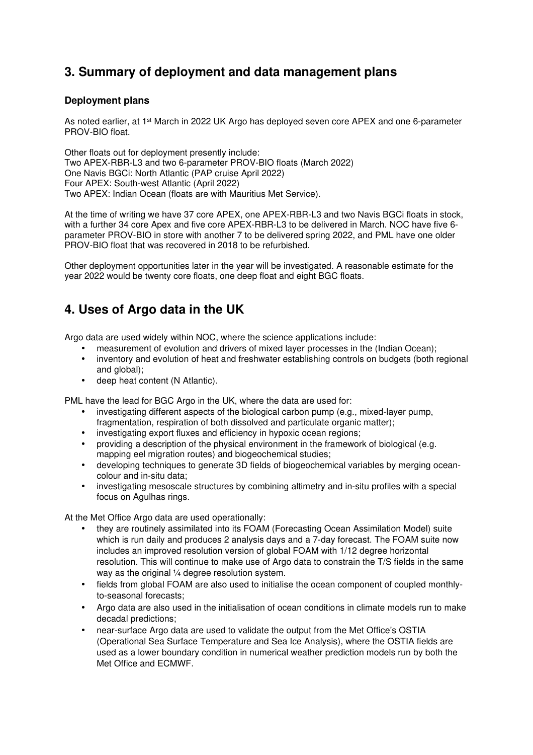## 3. Summary of deployment and data management plans

### Deployment plans

As noted earlier, at 1st March in 2022 UK Argo has deployed seven core APEX and one 6-parameter PROV-BIO float.

Other floats out for deployment presently include:
Two APEX-RBR-L3 and two 6-parameter PROV-BIO floats (March 2022)
One Navis BGCi: North Atlantic (PAP cruise April 2022)
Four APEX: South-west Atlantic (April 2022)
Two APEX: Indian Ocean (floats are with Mauritius Met Service).

At the time of writing we have 37 core APEX, one APEX-RBR-L3 and two Navis BGCi floats in stock, with a further 34 core Apex and five core APEX-RBR-L3 to be delivered in March. NOC have five 6-parameter PROV-BIO in store with another 7 to be delivered spring 2022, and PML have one older PROV-BIO float that was recovered in 2018 to be refurbished.

Other deployment opportunities later in the year will be investigated. A reasonable estimate for the year 2022 would be twenty core floats, one deep float and eight BGC floats.

## 4. Uses of Argo data in the UK

Argo data are used widely within NOC, where the science applications include:

- measurement of evolution and drivers of mixed layer processes in the (Indian Ocean);
- inventory and evolution of heat and freshwater establishing controls on budgets (both regional and global);
- deep heat content (N Atlantic).

PML have the lead for BGC Argo in the UK, where the data are used for:

- investigating different aspects of the biological carbon pump (e.g., mixed-layer pump, fragmentation, respiration of both dissolved and particulate organic matter);
- investigating export fluxes and efficiency in hypoxic ocean regions;
- providing a description of the physical environment in the framework of biological (e.g. mapping eel migration routes) and biogeochemical studies;
- developing techniques to generate 3D fields of biogeochemical variables by merging ocean-colour and in-situ data;
- investigating mesoscale structures by combining altimetry and in-situ profiles with a special focus on Agulhas rings.

At the Met Office Argo data are used operationally:

- they are routinely assimilated into its FOAM (Forecasting Ocean Assimilation Model) suite which is run daily and produces 2 analysis days and a 7-day forecast. The FOAM suite now includes an improved resolution version of global FOAM with 1/12 degree horizontal resolution. This will continue to make use of Argo data to constrain the T/S fields in the same way as the original ¼ degree resolution system.
- fields from global FOAM are also used to initialise the ocean component of coupled monthly-to-seasonal forecasts;
- Argo data are also used in the initialisation of ocean conditions in climate models run to make decadal predictions;
- near-surface Argo data are used to validate the output from the Met Office's OSTIA (Operational Sea Surface Temperature and Sea Ice Analysis), where the OSTIA fields are used as a lower boundary condition in numerical weather prediction models run by both the Met Office and ECMWF.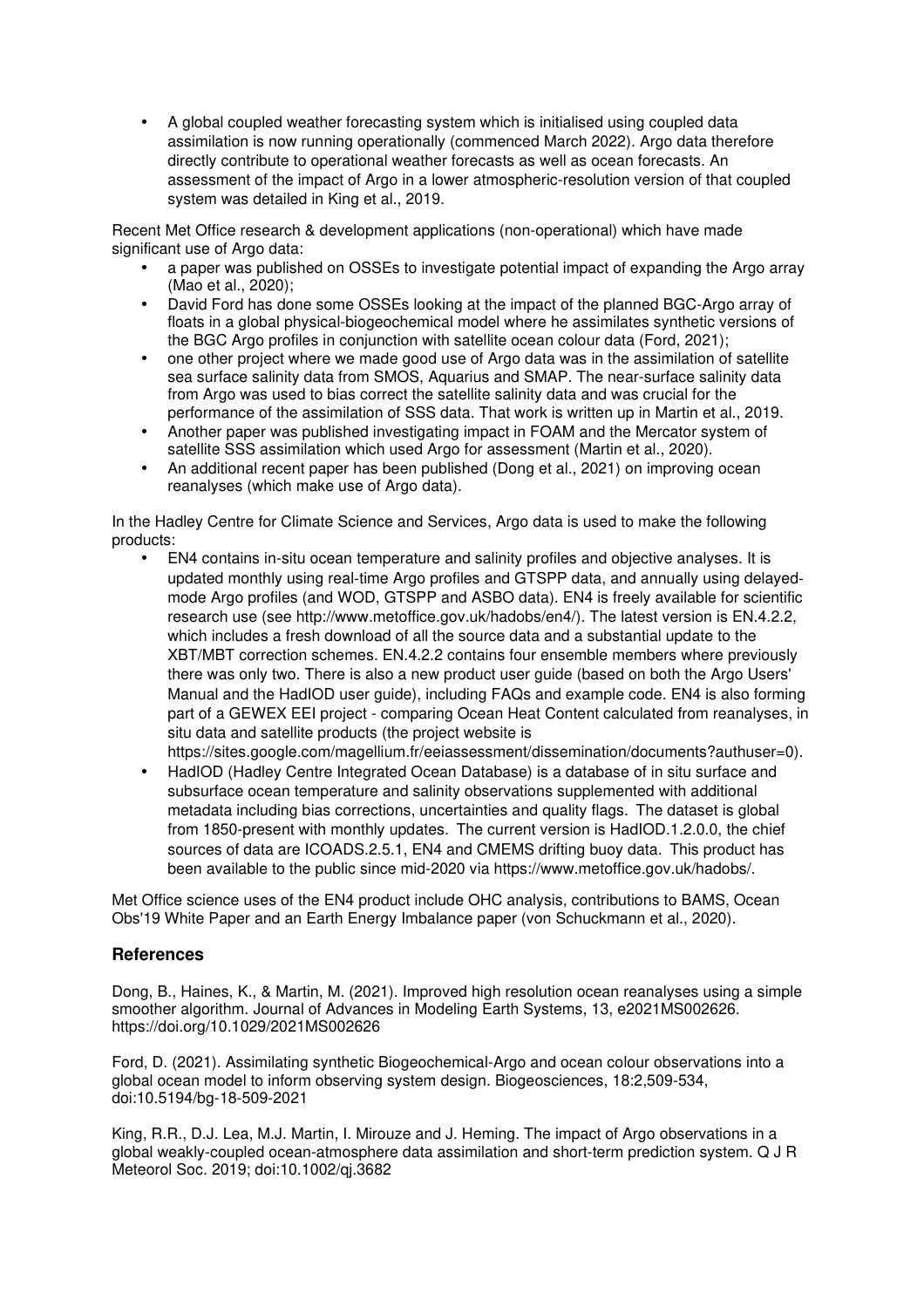- A global coupled weather forecasting system which is initialised using coupled data assimilation is now running operationally (commenced March 2022). Argo data therefore directly contribute to operational weather forecasts as well as ocean forecasts. An assessment of the impact of Argo in a lower atmospheric-resolution version of that coupled system was detailed in King et al., 2019.

Recent Met Office research & development applications (non-operational) which have made significant use of Argo data:

- a paper was published on OSSEs to investigate potential impact of expanding the Argo array (Mao et al., 2020);
- David Ford has done some OSSEs looking at the impact of the planned BGC-Argo array of floats in a global physical-biogeochemical model where he assimilates synthetic versions of the BGC Argo profiles in conjunction with satellite ocean colour data (Ford, 2021);
- one other project where we made good use of Argo data was in the assimilation of satellite sea surface salinity data from SMOS, Aquarius and SMAP. The near-surface salinity data from Argo was used to bias correct the satellite salinity data and was crucial for the performance of the assimilation of SSS data. That work is written up in Martin et al., 2019.
- Another paper was published investigating impact in FOAM and the Mercator system of satellite SSS assimilation which used Argo for assessment (Martin et al., 2020).
- An additional recent paper has been published (Dong et al., 2021) on improving ocean reanalyses (which make use of Argo data).

In the Hadley Centre for Climate Science and Services, Argo data is used to make the following products:

- EN4 contains in-situ ocean temperature and salinity profiles and objective analyses. It is updated monthly using real-time Argo profiles and GTSPP data, and annually using delayed-mode Argo profiles (and WOD, GTSPP and ASBO data). EN4 is freely available for scientific research use (see http://www.metoffice.gov.uk/hadobs/en4/). The latest version is EN.4.2.2, which includes a fresh download of all the source data and a substantial update to the XBT/MBT correction schemes. EN.4.2.2 contains four ensemble members where previously there was only two. There is also a new product user guide (based on both the Argo Users' Manual and the HadIOD user guide), including FAQs and example code. EN4 is also forming part of a GEWEX EEI project - comparing Ocean Heat Content calculated from reanalyses, in situ data and satellite products (the project website is https://sites.google.com/magellium.fr/eeiassessment/dissemination/documents?authuser=0).
- HadIOD (Hadley Centre Integrated Ocean Database) is a database of in situ surface and subsurface ocean temperature and salinity observations supplemented with additional metadata including bias corrections, uncertainties and quality flags. The dataset is global from 1850-present with monthly updates. The current version is HadIOD.1.2.0.0, the chief sources of data are ICOADS.2.5.1, EN4 and CMEMS drifting buoy data. This product has been available to the public since mid-2020 via https://www.metoffice.gov.uk/hadobs/.

Met Office science uses of the EN4 product include OHC analysis, contributions to BAMS, Ocean Obs'19 White Paper and an Earth Energy Imbalance paper (von Schuckmann et al., 2020).

## References

Dong, B., Haines, K., & Martin, M. (2021). Improved high resolution ocean reanalyses using a simple smoother algorithm. Journal of Advances in Modeling Earth Systems, 13, e2021MS002626. https://doi.org/10.1029/2021MS002626

Ford, D. (2021). Assimilating synthetic Biogeochemical-Argo and ocean colour observations into a global ocean model to inform observing system design. Biogeosciences, 18:2,509-534, doi:10.5194/bg-18-509-2021

King, R.R., D.J. Lea, M.J. Martin, I. Mirouze and J. Heming. The impact of Argo observations in a global weakly-coupled ocean-atmosphere data assimilation and short-term prediction system. Q J R Meteorol Soc. 2019; doi:10.1002/qj.3682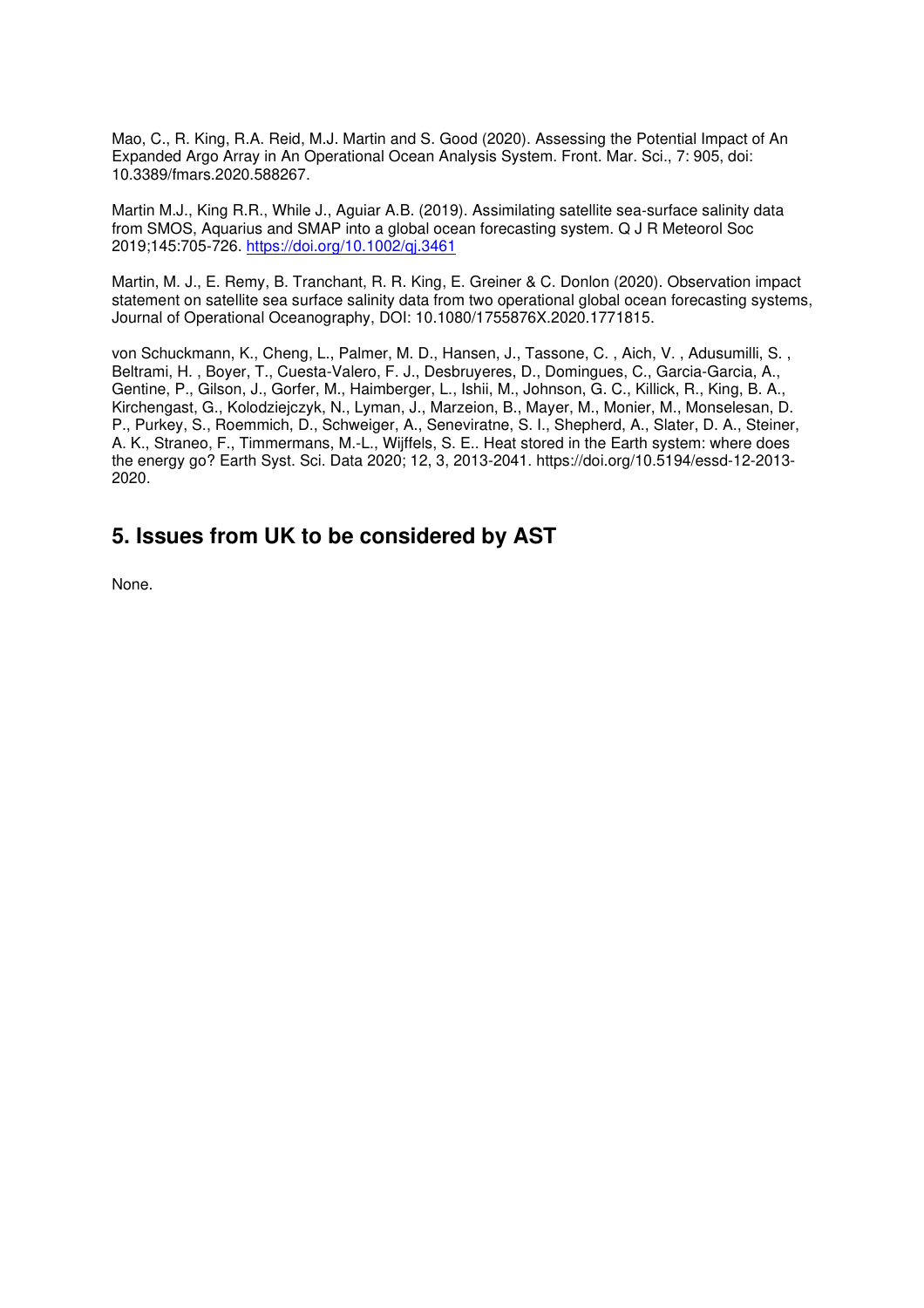Mao, C., R. King, R.A. Reid, M.J. Martin and S. Good (2020). Assessing the Potential Impact of An Expanded Argo Array in An Operational Ocean Analysis System. Front. Mar. Sci., 7: 905, doi: 10.3389/fmars.2020.588267.

Martin M.J., King R.R., While J., Aguiar A.B. (2019). Assimilating satellite sea-surface salinity data from SMOS, Aquarius and SMAP into a global ocean forecasting system. Q J R Meteorol Soc 2019;145:705-726. https://doi.org/10.1002/qj.3461

Martin, M. J., E. Remy, B. Tranchant, R. R. King, E. Greiner & C. Donlon (2020). Observation impact statement on satellite sea surface salinity data from two operational global ocean forecasting systems, Journal of Operational Oceanography, DOI: 10.1080/1755876X.2020.1771815.

von Schuckmann, K., Cheng, L., Palmer, M. D., Hansen, J., Tassone, C. , Aich, V. , Adusumilli, S. , Beltrami, H. , Boyer, T., Cuesta-Valero, F. J., Desbruyeres, D., Domingues, C., Garcia-Garcia, A., Gentine, P., Gilson, J., Gorfer, M., Haimberger, L., Ishii, M., Johnson, G. C., Killick, R., King, B. A., Kirchengast, G., Kolodziejczyk, N., Lyman, J., Marzeion, B., Mayer, M., Monier, M., Monselesan, D. P., Purkey, S., Roemmich, D., Schweiger, A., Seneviratne, S. I., Shepherd, A., Slater, D. A., Steiner, A. K., Straneo, F., Timmermans, M.-L., Wijffels, S. E.. Heat stored in the Earth system: where does the energy go? Earth Syst. Sci. Data 2020; 12, 3, 2013-2041. https://doi.org/10.5194/essd-12-2013-2020.

## 5. Issues from UK to be considered by AST

None.